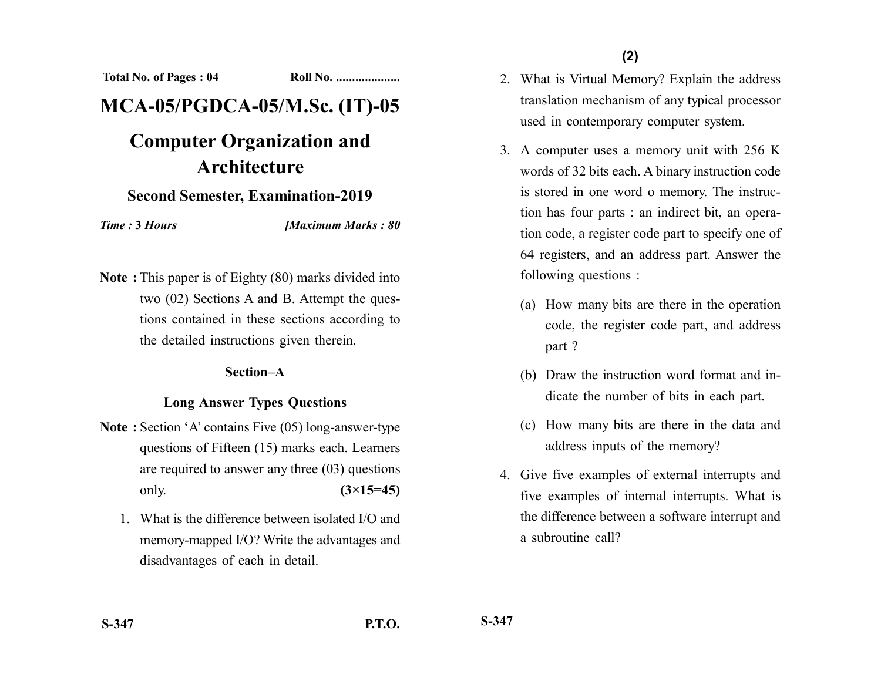Total No. of Pages : 04 Roll No. ....................

# MCA-05/PGDCA-05/M.Sc. (IT)-05

# Computer Organization and Architecture

## Second Semester, Examination-2019

*Time :* **3** *Hours* *[Maximum Marks :* **80**

**Note :** This paper is of Eighty (80) marks divided into two (02) Sections A and B. Attempt the questions contained in these sections according to the detailed instructions given therein.

### Section–A

### Long Answer Types Questions

**Note :** Section 'A' contains Five (05) long-answer-type questions of Fifteen (15) marks each. Learners are required to answer any three (03) questions only. **(3×15=45)**

1. What is the difference between isolated I/O and memory-mapped I/O? Write the advantages and disadvantages of each in detail.

2. What is Virtual Memory? Explain the address translation mechanism of any typical processor used in contemporary computer system.

3. A computer uses a memory unit with 256 K words of 32 bits each. A binary instruction code is stored in one word o memory. The instruction has four parts : an indirect bit, an operation code, a register code part to specify one of 64 registers, and an address part. Answer the following questions :

   (a) How many bits are there in the operation code, the register code part, and address part ?

   (b) Draw the instruction word format and indicate the number of bits in each part.

   (c) How many bits are there in the data and address inputs of the memory?

4. Give five examples of external interrupts and five examples of internal interrupts. What is the difference between a software interrupt and a subroutine call?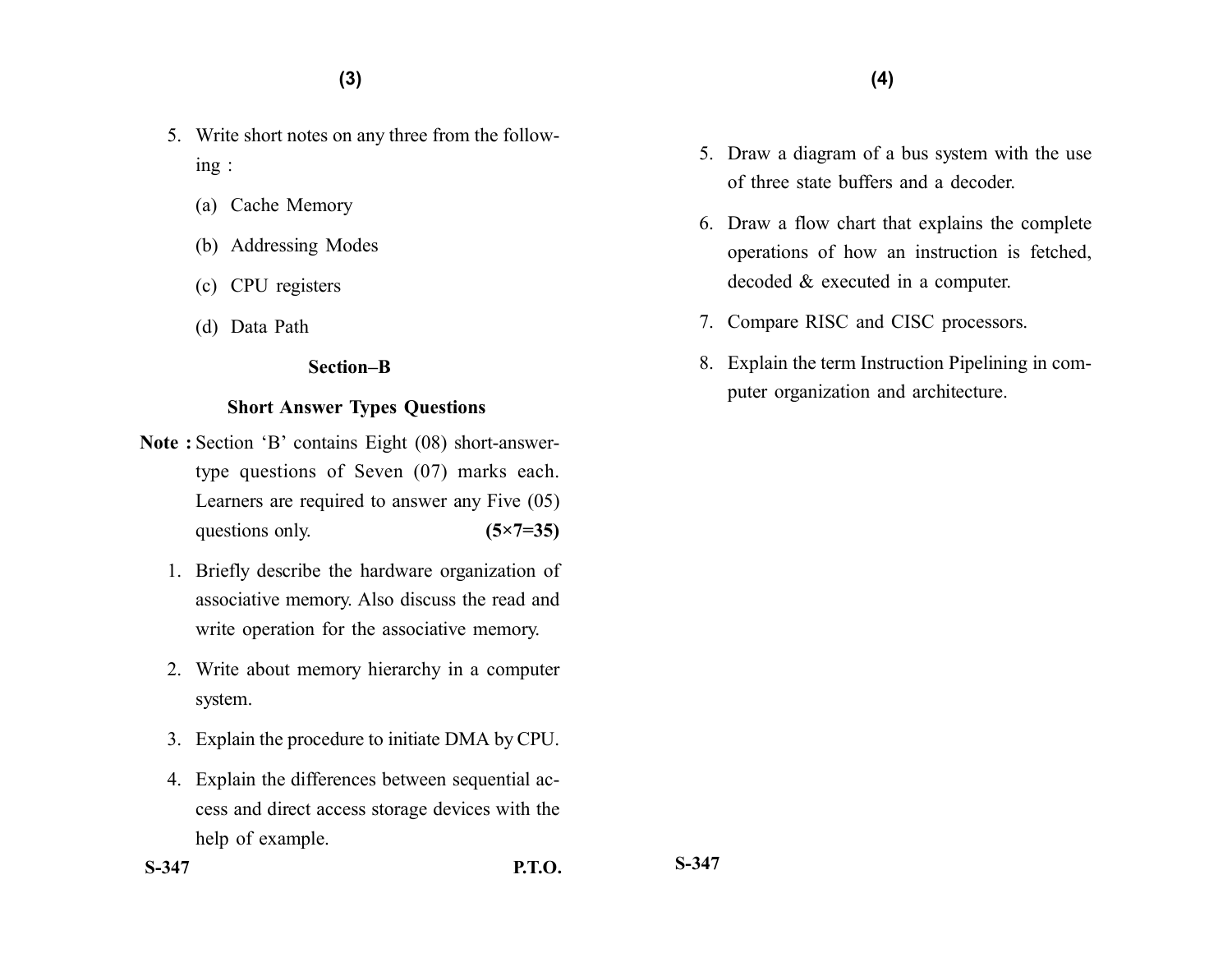5. Write short notes on any three from the following :

   (a) Cache Memory

   (b) Addressing Modes

   (c) CPU registers

   (d) Data Path

## Section–B

### Short Answer Types Questions

**Note :** Section 'B' contains Eight (08) short-answer-type questions of Seven (07) marks each. Learners are required to answer any Five (05) questions only. **(5×7=35)**

1. Briefly describe the hardware organization of associative memory. Also discuss the read and write operation for the associative memory.

2. Write about memory hierarchy in a computer system.

3. Explain the procedure to initiate DMA by CPU.

4. Explain the differences between sequential access and direct access storage devices with the help of example.

5. Draw a diagram of a bus system with the use of three state buffers and a decoder.

6. Draw a flow chart that explains the complete operations of how an instruction is fetched, decoded & executed in a computer.

7. Compare RISC and CISC processors.

8. Explain the term Instruction Pipelining in computer organization and architecture.